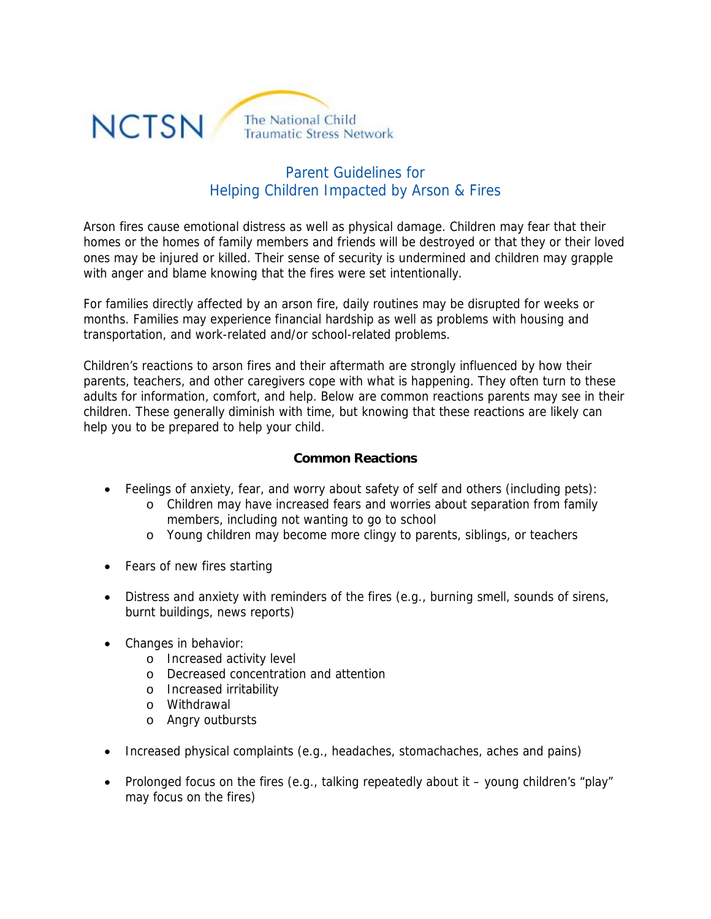NCTSN The National Child Traumatic Stress Network

# Parent Guidelines for Helping Children Impacted by Arson & Fires

Arson fires cause emotional distress as well as physical damage. Children may fear that their homes or the homes of family members and friends will be destroyed or that they or their loved ones may be injured or killed. Their sense of security is undermined and children may grapple with anger and blame knowing that the fires were set intentionally.

For families directly affected by an arson fire, daily routines may be disrupted for weeks or months. Families may experience financial hardship as well as problems with housing and transportation, and work-related and/or school-related problems.

Children's reactions to arson fires and their aftermath are strongly influenced by how their parents, teachers, and other caregivers cope with what is happening. They often turn to these adults for information, comfort, and help. Below are common reactions parents may see in their children. These generally diminish with time, but knowing that these reactions are likely can help you to be prepared to help your child.

## Common Reactions

- Feelings of anxiety, fear, and worry about safety of self and others (including pets):
  - Children may have increased fears and worries about separation from family members, including not wanting to go to school
  - Young children may become more clingy to parents, siblings, or teachers
- Fears of new fires starting
- Distress and anxiety with reminders of the fires (e.g., burning smell, sounds of sirens, burnt buildings, news reports)
- Changes in behavior:
  - Increased activity level
  - Decreased concentration and attention
  - Increased irritability
  - Withdrawal
  - Angry outbursts
- Increased physical complaints (e.g., headaches, stomachaches, aches and pains)
- Prolonged focus on the fires (e.g., talking repeatedly about it – young children's "play" may focus on the fires)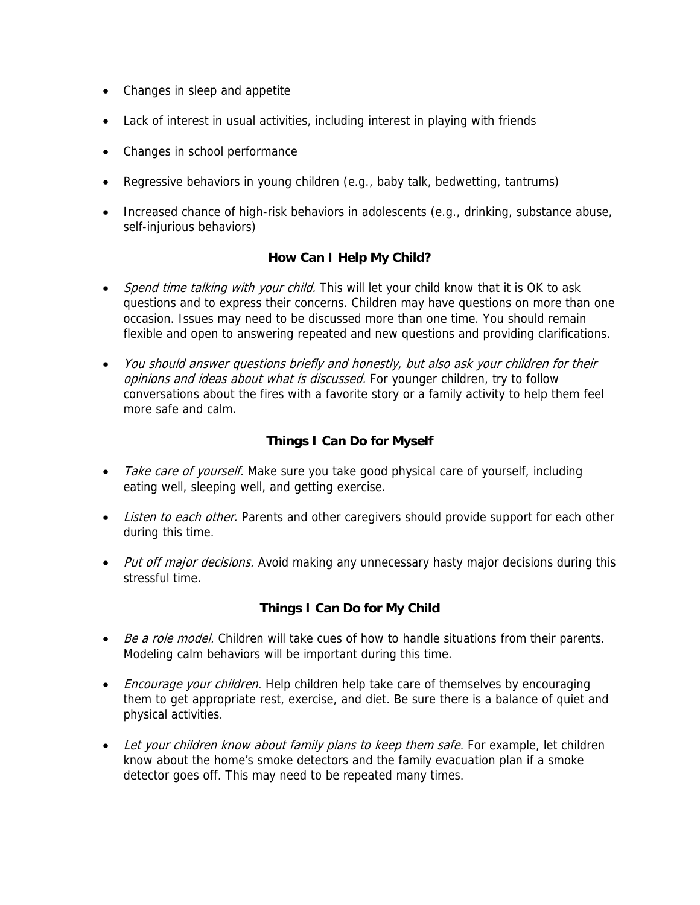- Changes in sleep and appetite
- Lack of interest in usual activities, including interest in playing with friends
- Changes in school performance
- Regressive behaviors in young children (e.g., baby talk, bedwetting, tantrums)
- Increased chance of high-risk behaviors in adolescents (e.g., drinking, substance abuse, self-injurious behaviors)

## How Can I Help My Child?

- *Spend time talking with your child.* This will let your child know that it is OK to ask questions and to express their concerns. Children may have questions on more than one occasion. Issues may need to be discussed more than one time. You should remain flexible and open to answering repeated and new questions and providing clarifications.
- *You should answer questions briefly and honestly, but also ask your children for their opinions and ideas about what is discussed.* For younger children, try to follow conversations about the fires with a favorite story or a family activity to help them feel more safe and calm.

## Things I Can Do for Myself

- *Take care of yourself.* Make sure you take good physical care of yourself, including eating well, sleeping well, and getting exercise.
- *Listen to each other.* Parents and other caregivers should provide support for each other during this time.
- *Put off major decisions.* Avoid making any unnecessary hasty major decisions during this stressful time.

## Things I Can Do for My Child

- *Be a role model.* Children will take cues of how to handle situations from their parents. Modeling calm behaviors will be important during this time.
- *Encourage your children.* Help children help take care of themselves by encouraging them to get appropriate rest, exercise, and diet. Be sure there is a balance of quiet and physical activities.
- *Let your children know about family plans to keep them safe.* For example, let children know about the home's smoke detectors and the family evacuation plan if a smoke detector goes off. This may need to be repeated many times.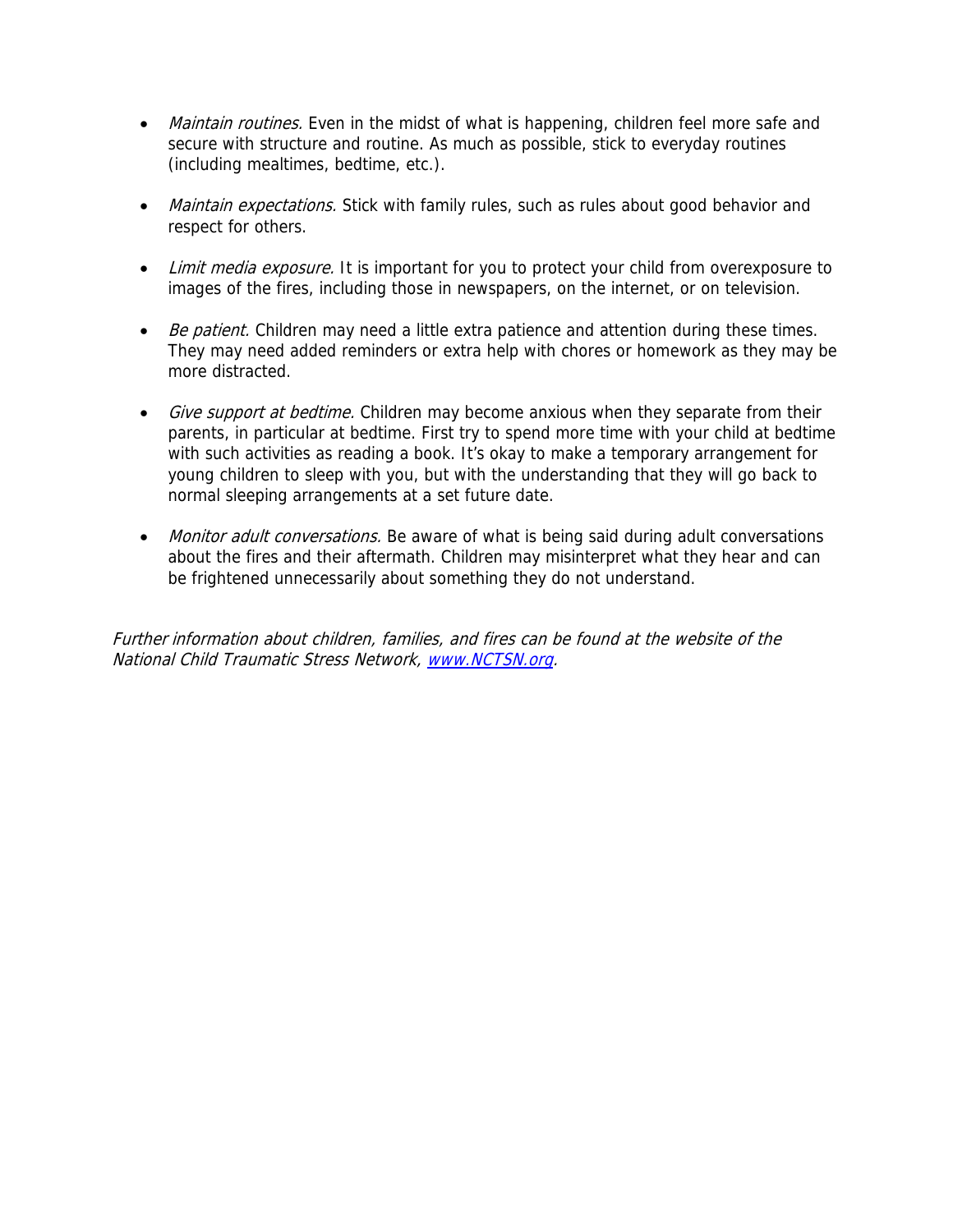- *Maintain routines.* Even in the midst of what is happening, children feel more safe and secure with structure and routine. As much as possible, stick to everyday routines (including mealtimes, bedtime, etc.).

- *Maintain expectations.* Stick with family rules, such as rules about good behavior and respect for others.

- *Limit media exposure.* It is important for you to protect your child from overexposure to images of the fires, including those in newspapers, on the internet, or on television.

- *Be patient.* Children may need a little extra patience and attention during these times. They may need added reminders or extra help with chores or homework as they may be more distracted.

- *Give support at bedtime.* Children may become anxious when they separate from their parents, in particular at bedtime. First try to spend more time with your child at bedtime with such activities as reading a book. It's okay to make a temporary arrangement for young children to sleep with you, but with the understanding that they will go back to normal sleeping arrangements at a set future date.

- *Monitor adult conversations.* Be aware of what is being said during adult conversations about the fires and their aftermath. Children may misinterpret what they hear and can be frightened unnecessarily about something they do not understand.

*Further information about children, families, and fires can be found at the website of the National Child Traumatic Stress Network, [www.NCTSN.org](http://www.NCTSN.org).*